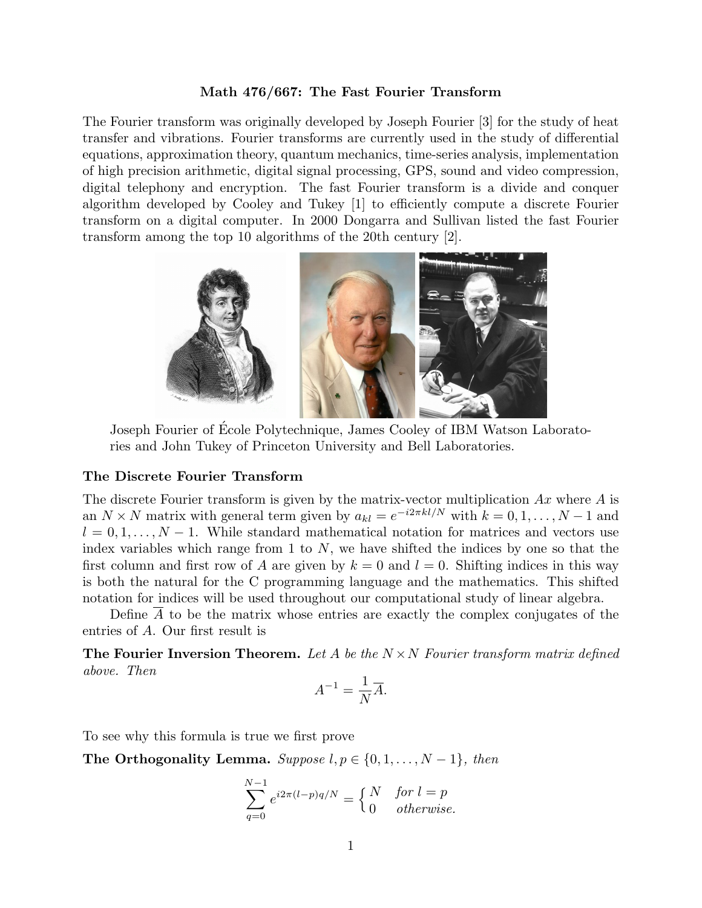# Math 476/667: The Fast Fourier Transform

The Fourier transform was originally developed by Joseph Fourier [3] for the study of heat transfer and vibrations. Fourier transforms are currently used in the study of differential equations, approximation theory, quantum mechanics, time-series analysis, implementation of high precision arithmetic, digital signal processing, GPS, sound and video compression, digital telephony and encryption. The fast Fourier transform is a divide and conquer algorithm developed by Cooley and Tukey [1] to efficiently compute a discrete Fourier transform on a digital computer. In 2000 Dongarra and Sullivan listed the fast Fourier transform among the top 10 algorithms of the 20th century [2].

Joseph Fourier of École Polytechnique, James Cooley of IBM Watson Laboratories and John Tukey of Princeton University and Bell Laboratories.

## The Discrete Fourier Transform

The discrete Fourier transform is given by the matrix-vector multiplication $Ax$ where $A$ is an $N \times N$ matrix with general term given by $a_{kl} = e^{-i2\pi kl/N}$ with $k = 0, 1, \ldots, N-1$ and $l = 0, 1, \ldots, N-1$. While standard mathematical notation for matrices and vectors use index variables which range from 1 to $N$, we have shifted the indices by one so that the first column and first row of $A$ are given by $k = 0$ and $l = 0$. Shifting indices in this way is both the natural for the C programming language and the mathematics. This shifted notation for indices will be used throughout our computational study of linear algebra.

Define $\overline{A}$ to be the matrix whose entries are exactly the complex conjugates of the entries of $A$. Our first result is

**The Fourier Inversion Theorem.** *Let $A$ be the $N \times N$ Fourier transform matrix defined above. Then*

$$A^{-1} = \frac{1}{N}\overline{A}.$$

To see why this formula is true we first prove

**The Orthogonality Lemma.** *Suppose $l, p \in \{0, 1, \ldots, N-1\}$, then*

$$\sum_{q=0}^{N-1} e^{i2\pi(l-p)q/N} = \begin{cases} N & \text{for } l = p \\ 0 & \text{otherwise.} \end{cases}$$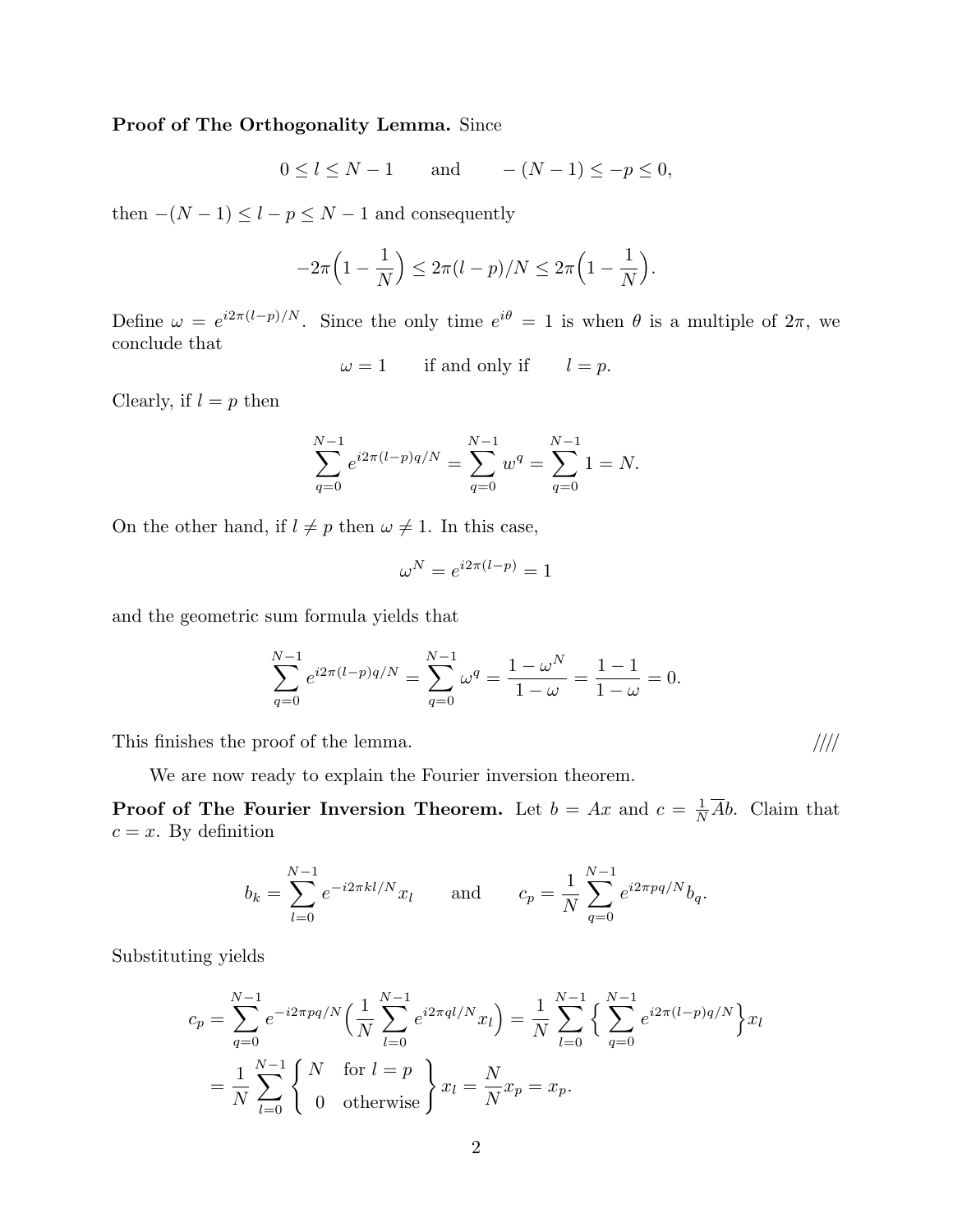**Proof of The Orthogonality Lemma.** Since

$$0 \le l \le N-1 \qquad \text{and} \qquad -(N-1) \le -p \le 0,$$

then $-(N-1) \le l-p \le N-1$ and consequently

$$-2\pi\Big(1-\frac{1}{N}\Big) \le 2\pi(l-p)/N \le 2\pi\Big(1-\frac{1}{N}\Big).$$

Define $\omega = e^{i2\pi(l-p)/N}$. Since the only time $e^{i\theta} = 1$ is when $\theta$ is a multiple of $2\pi$, we conclude that

$$\omega = 1 \qquad \text{if and only if} \qquad l = p.$$

Clearly, if $l = p$ then

$$\sum_{q=0}^{N-1} e^{i2\pi(l-p)q/N} = \sum_{q=0}^{N-1} w^q = \sum_{q=0}^{N-1} 1 = N.$$

On the other hand, if $l \ne p$ then $\omega \ne 1$. In this case,

$$\omega^N = e^{i2\pi(l-p)} = 1$$

and the geometric sum formula yields that

$$\sum_{q=0}^{N-1} e^{i2\pi(l-p)q/N} = \sum_{q=0}^{N-1} \omega^q = \frac{1-\omega^N}{1-\omega} = \frac{1-1}{1-\omega} = 0.$$

This finishes the proof of the lemma. ////

We are now ready to explain the Fourier inversion theorem.

**Proof of The Fourier Inversion Theorem.** Let $b = Ax$ and $c = \frac{1}{N}\overline{A}b$. Claim that $c = x$. By definition

$$b_k = \sum_{l=0}^{N-1} e^{-i2\pi kl/N} x_l \qquad \text{and} \qquad c_p = \frac{1}{N}\sum_{q=0}^{N-1} e^{i2\pi pq/N} b_q.$$

Substituting yields

$$c_p = \sum_{q=0}^{N-1} e^{-i2\pi pq/N}\Big(\frac{1}{N}\sum_{l=0}^{N-1} e^{i2\pi ql/N} x_l\Big) = \frac{1}{N}\sum_{l=0}^{N-1}\Big\{\sum_{q=0}^{N-1} e^{i2\pi(l-p)q/N}\Big\} x_l$$

$$= \frac{1}{N}\sum_{l=0}^{N-1}\left\{\begin{array}{ll} N & \text{for } l = p \\ 0 & \text{otherwise}\end{array}\right\} x_l = \frac{N}{N} x_p = x_p.$$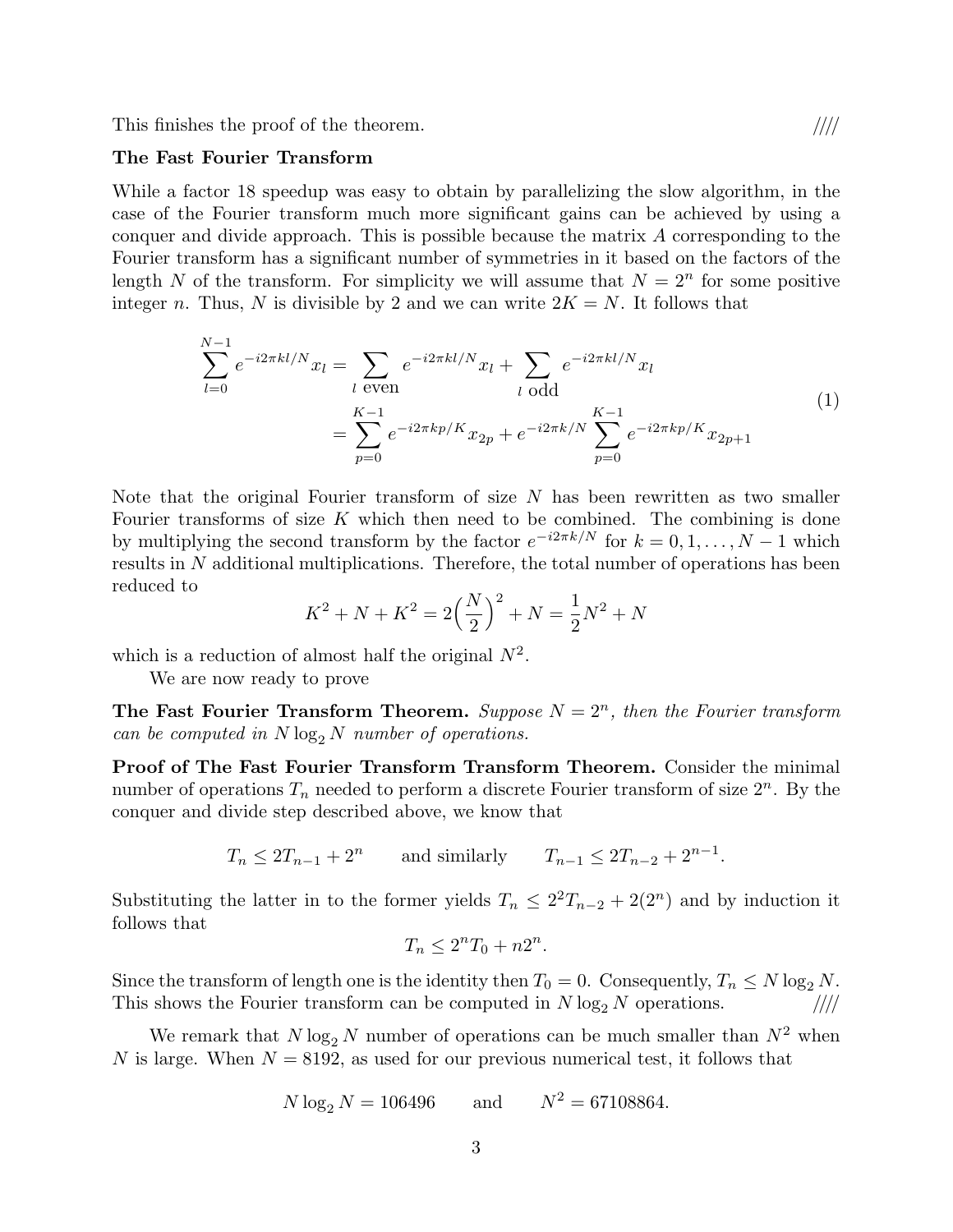This finishes the proof of the theorem. ////

**The Fast Fourier Transform**

While a factor 18 speedup was easy to obtain by parallelizing the slow algorithm, in the case of the Fourier transform much more significant gains can be achieved by using a conquer and divide approach. This is possible because the matrix $A$ corresponding to the Fourier transform has a significant number of symmetries in it based on the factors of the length $N$ of the transform. For simplicity we will assume that $N = 2^n$ for some positive integer $n$. Thus, $N$ is divisible by 2 and we can write $2K = N$. It follows that

$$
\begin{aligned}
\sum_{l=0}^{N-1} e^{-i2\pi kl/N} x_l &= \sum_{l \text{ even}} e^{-i2\pi kl/N} x_l + \sum_{l \text{ odd}} e^{-i2\pi kl/N} x_l \\
&= \sum_{p=0}^{K-1} e^{-i2\pi kp/K} x_{2p} + e^{-i2\pi k/N} \sum_{p=0}^{K-1} e^{-i2\pi kp/K} x_{2p+1}
\end{aligned}
\tag{1}
$$

Note that the original Fourier transform of size $N$ has been rewritten as two smaller Fourier transforms of size $K$ which then need to be combined. The combining is done by multiplying the second transform by the factor $e^{-i2\pi k/N}$ for $k = 0, 1, \ldots, N-1$ which results in $N$ additional multiplications. Therefore, the total number of operations has been reduced to

$$
K^2 + N + K^2 = 2\Big(\frac{N}{2}\Big)^2 + N = \frac{1}{2}N^2 + N
$$

which is a reduction of almost half the original $N^2$.

We are now ready to prove

**The Fast Fourier Transform Theorem.** *Suppose $N = 2^n$, then the Fourier transform can be computed in $N \log_2 N$ number of operations.*

**Proof of The Fast Fourier Transform Transform Theorem.** Consider the minimal number of operations $T_n$ needed to perform a discrete Fourier transform of size $2^n$. By the conquer and divide step described above, we know that

$$
T_n \le 2T_{n-1} + 2^n \qquad \text{and similarly} \qquad T_{n-1} \le 2T_{n-2} + 2^{n-1}.
$$

Substituting the latter in to the former yields $T_n \le 2^2 T_{n-2} + 2(2^n)$ and by induction it follows that

$$
T_n \le 2^n T_0 + n2^n.
$$

Since the transform of length one is the identity then $T_0 = 0$. Consequently, $T_n \le N \log_2 N$. This shows the Fourier transform can be computed in $N \log_2 N$ operations. ////

We remark that $N \log_2 N$ number of operations can be much smaller than $N^2$ when $N$ is large. When $N = 8192$, as used for our previous numerical test, it follows that

$$
N \log_2 N = 106496 \qquad \text{and} \qquad N^2 = 67108864.
$$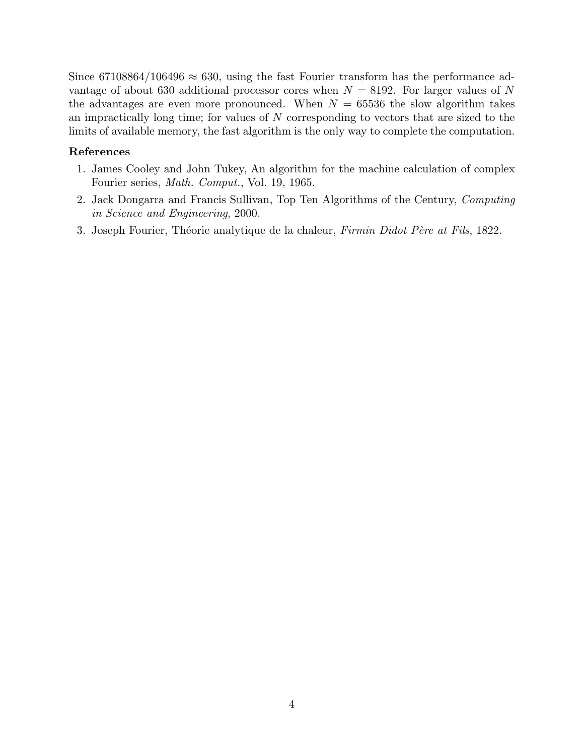Since $67108864/106496 \approx 630$, using the fast Fourier transform has the performance advantage of about 630 additional processor cores when $N = 8192$. For larger values of $N$ the advantages are even more pronounced. When $N = 65536$ the slow algorithm takes an impractically long time; for values of $N$ corresponding to vectors that are sized to the limits of available memory, the fast algorithm is the only way to complete the computation.

### References

1. James Cooley and John Tukey, An algorithm for the machine calculation of complex Fourier series, *Math. Comput.*, Vol. 19, 1965.
2. Jack Dongarra and Francis Sullivan, Top Ten Algorithms of the Century, *Computing in Science and Engineering*, 2000.
3. Joseph Fourier, Théorie analytique de la chaleur, *Firmin Didot Père at Fils*, 1822.